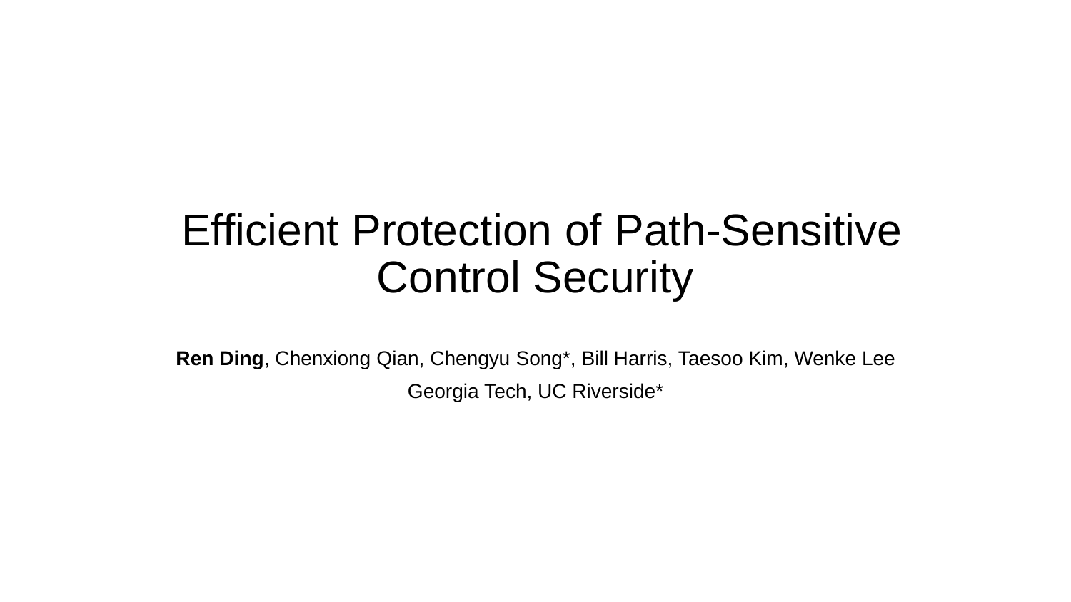# Efficient Protection of Path-Sensitive Control Security

**Ren Ding**, Chenxiong Qian, Chengyu Song*, Bill Harris, Taesoo Kim, Wenke Lee

Georgia Tech, UC Riverside*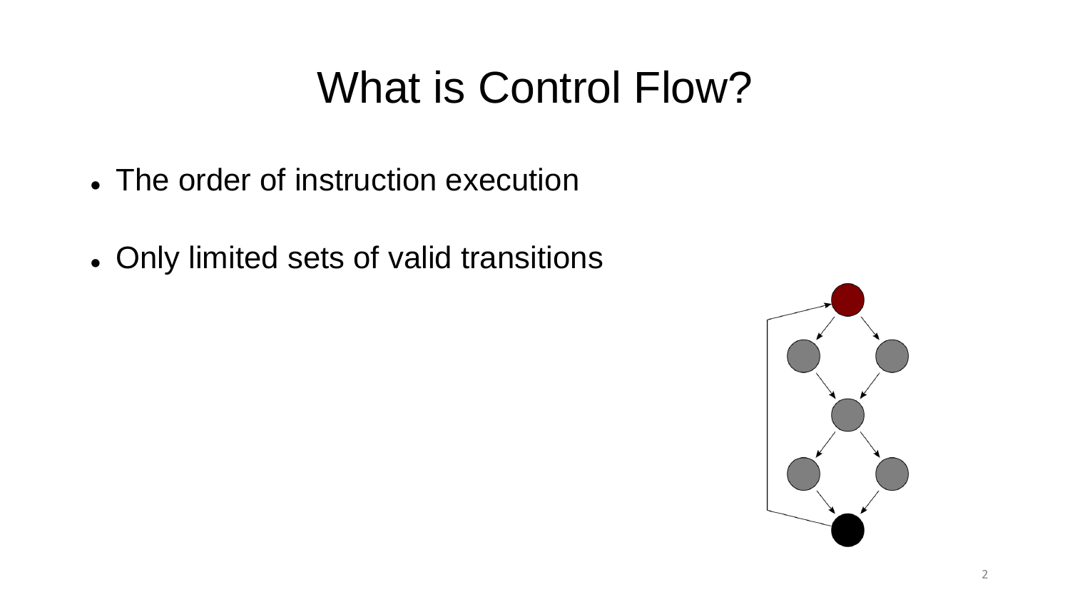# What is Control Flow?

- The order of instruction execution
- Only limited sets of valid transitions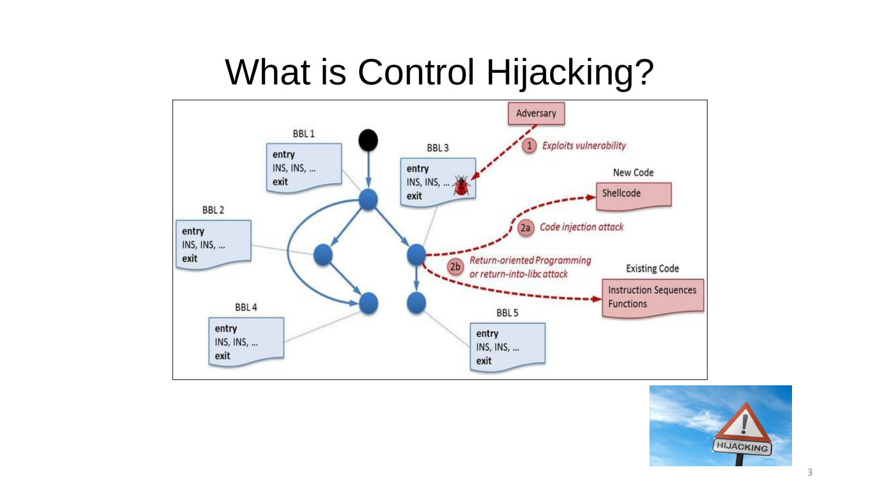# What is Control Hijacking?

BBL 1

entry
INS, INS, ...
exit

BBL 2

entry
INS, INS, ...
exit

BBL 3

entry
INS, INS, ...
exit

BBL 4

entry
INS, INS, ...
exit

BBL 5

entry
INS, INS, ...
exit

Adversary

1. *Exploits vulnerability*

2a. *Code injection attack*

2b. *Return-oriented Programming or return-into-libc attack*

New Code

Shellcode

Existing Code

Instruction Sequences
Functions

HIJACKING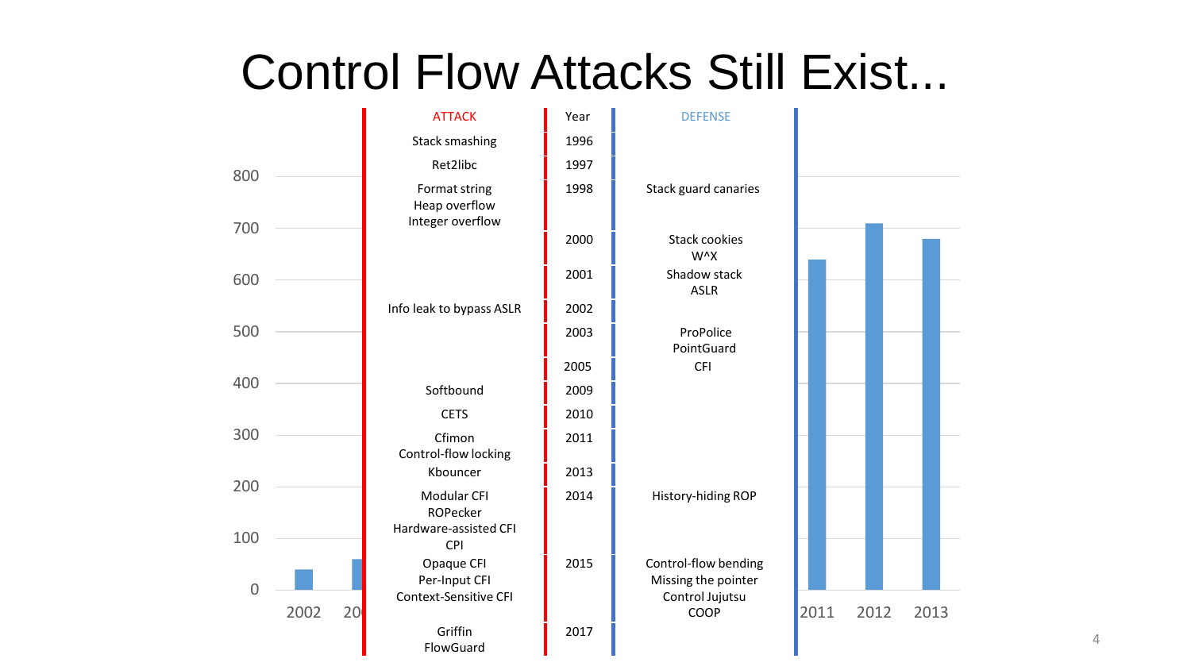# Control Flow Attacks Still Exist...

| ATTACK | Year | DEFENSE |
|---|---|---|
| Stack smashing | 1996 | |
| Ret2libc | 1997 | |
| Format string<br>Heap overflow<br>Integer overflow | 1998 | Stack guard canaries |
| | 2000 | Stack cookies<br>W^X |
| | 2001 | Shadow stack<br>ASLR |
| Info leak to bypass ASLR | 2002 | |
| | 2003 | ProPolice<br>PointGuard |
| | 2005 | CFI |
| | 2009 | Softbound |
| | 2010 | CETS |
| | 2011 | Cfimon<br>Control-flow locking |
| | 2013 | Kbouncer |
| History-hiding ROP | 2014 | Modular CFI<br>ROPecker<br>Hardware-assisted CFI<br>CPI |
| Control-flow bending<br>Missing the pointer<br>Control Jujutsu<br>COOP | 2015 | Opaque CFI<br>Per-Input CFI<br>Context-Sensitive CFI |
| | 2017 | Griffin<br>FlowGuard |

| Year | Value (approx.) |
|---|---|
| 2002 | 40 |
| 20(03) | 60 |
| 2011 | 640 |
| 2012 | 710 |
| 2013 | 680 |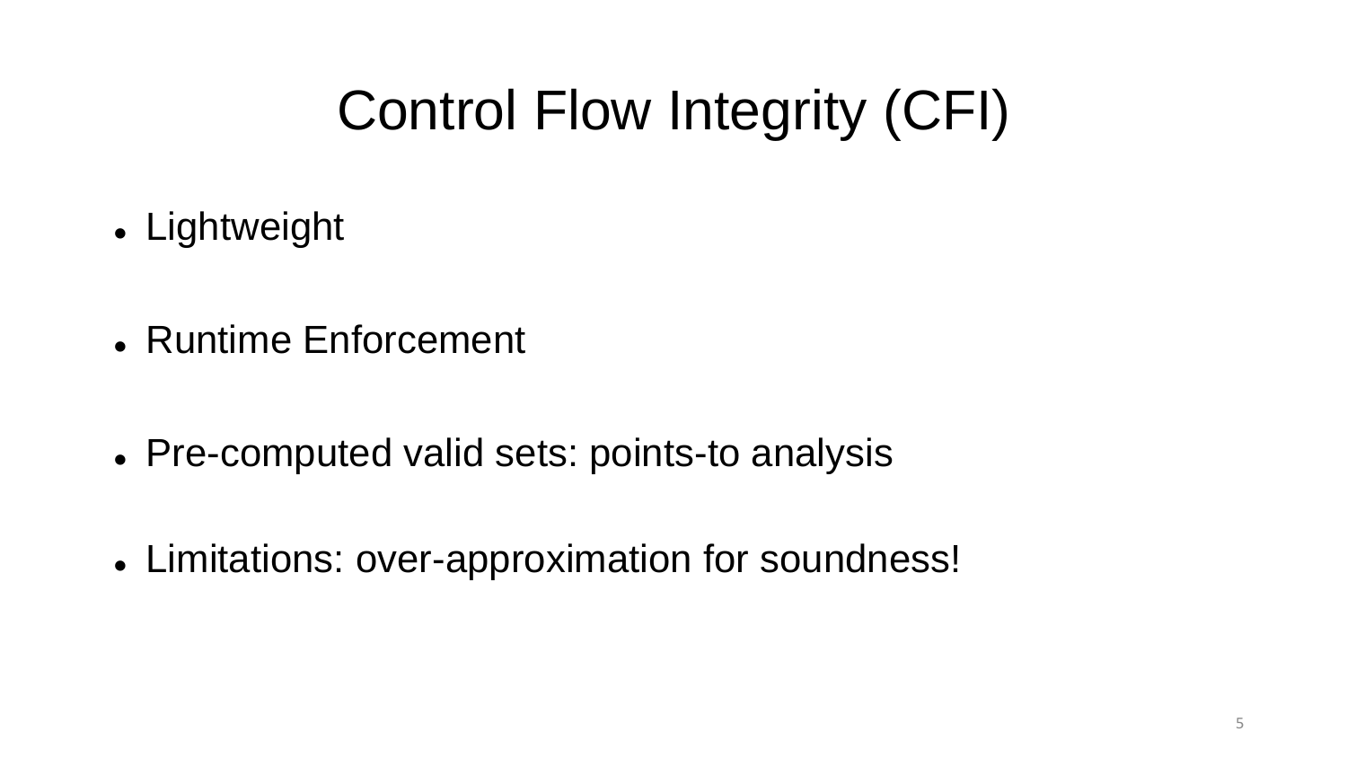# Control Flow Integrity (CFI)

- Lightweight
- Runtime Enforcement
- Pre-computed valid sets: points-to analysis
- Limitations: over-approximation for soundness!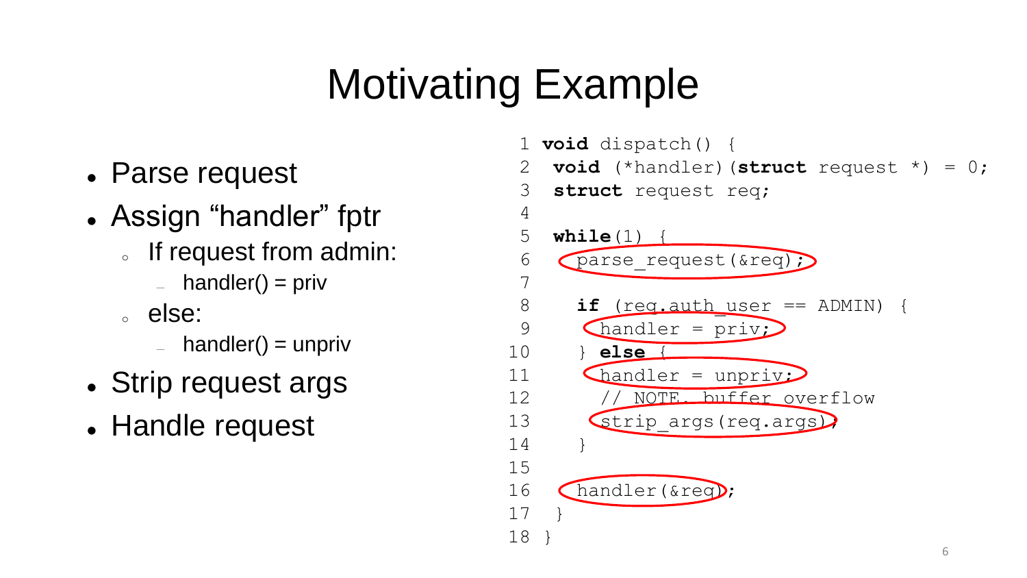# Motivating Example

- Parse request
- Assign "handler" fptr
  - If request from admin:
    - handler() = priv
  - else:
    - handler() = unpriv
- Strip request args
- Handle request

```
 1 void dispatch() {
 2  void (*handler)(struct request *) = 0;
 3  struct request req;
 4
 5  while(1) {
 6    parse_request(&req);
 7
 8    if (req.auth_user == ADMIN) {
 9      handler = priv;
10    } else {
11      handler = unpriv;
12      // NOTE. buffer overflow
13      strip_args(req.args);
14    }
15
16    handler(&req);
17  }
18 }
```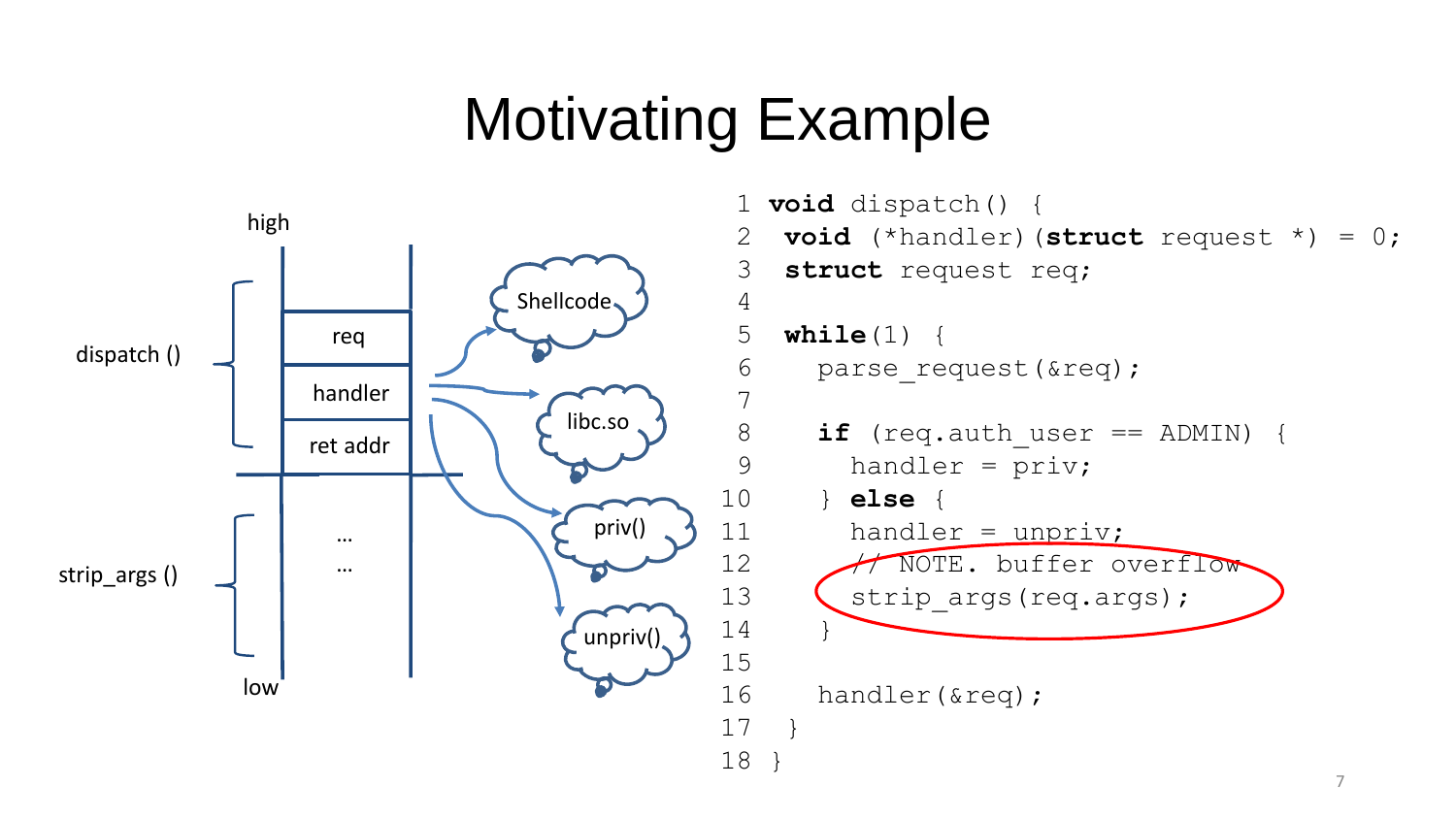# Motivating Example

high

dispatch ()

req

handler

ret addr

strip_args ()

…

…

low

Shellcode

libc.so

priv()

unpriv()

```
1  void dispatch() {
2   void (*handler)(struct request *) = 0;
3   struct request req;
4
5   while(1) {
6     parse_request(&req);
7
8     if (req.auth_user == ADMIN) {
9       handler = priv;
10    } else {
11      handler = unpriv;
12      // NOTE. buffer overflow
13      strip_args(req.args);
14    }
15
16    handler(&req);
17  }
18 }
```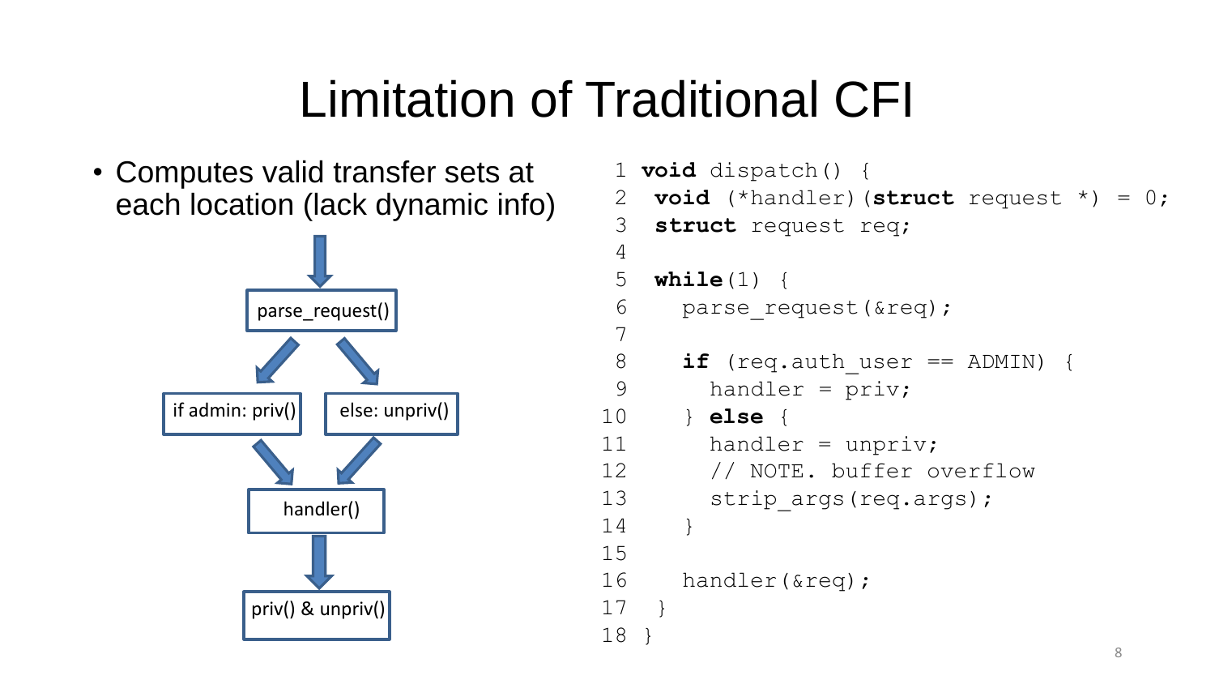# Limitation of Traditional CFI

- Computes valid transfer sets at each location (lack dynamic info)

parse_request()

if admin: priv()

else: unpriv()

handler()

priv() & unpriv()

```
 1 void dispatch() {
 2  void (*handler)(struct request *) = 0;
 3  struct request req;
 4
 5  while(1) {
 6    parse_request(&req);
 7
 8    if (req.auth_user == ADMIN) {
 9      handler = priv;
10    } else {
11      handler = unpriv;
12      // NOTE. buffer overflow
13      strip_args(req.args);
14    }
15
16    handler(&req);
17  }
18 }
```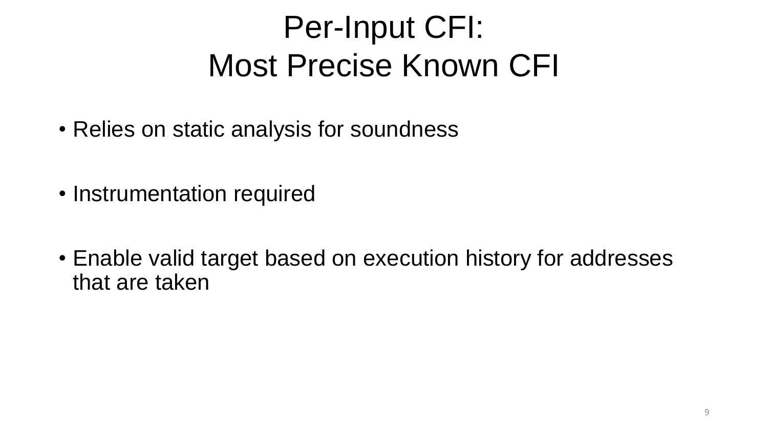# Per-Input CFI: Most Precise Known CFI

- Relies on static analysis for soundness
- Instrumentation required
- Enable valid target based on execution history for addresses that are taken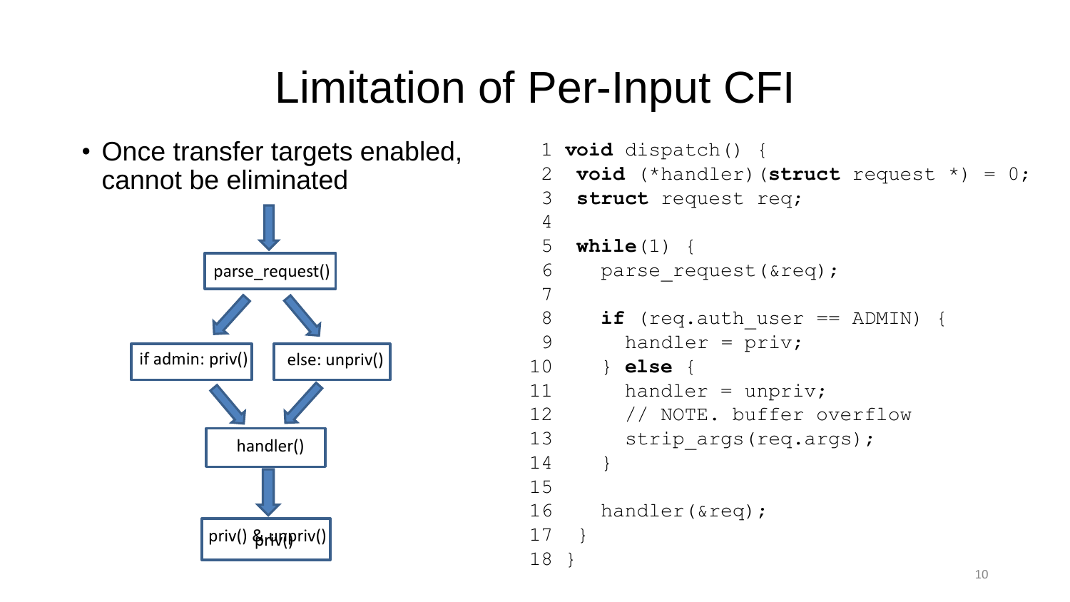# Limitation of Per-Input CFI

- Once transfer targets enabled, cannot be eliminated

parse_request()

if admin: priv()

else: unpriv()

handler()

priv() & unpriv()

```
 1 void dispatch() {
 2  void (*handler)(struct request *) = 0;
 3  struct request req;
 4
 5  while(1) {
 6    parse_request(&req);
 7
 8    if (req.auth_user == ADMIN) {
 9      handler = priv;
10    } else {
11      handler = unpriv;
12      // NOTE. buffer overflow
13      strip_args(req.args);
14    }
15
16    handler(&req);
17  }
18 }
```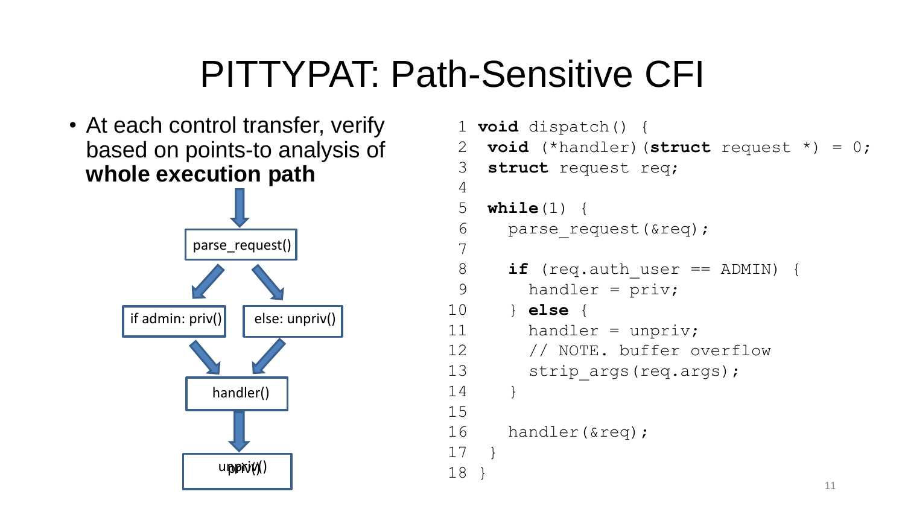# PITTYPAT: Path-Sensitive CFI

- At each control transfer, verify based on points-to analysis of **whole execution path**

parse_request()

if admin: priv() | else: unpriv()

handler()

unpriv() / priv()

```
1 void dispatch() {
2  void (*handler)(struct request *) = 0;
3  struct request req;
4
5  while(1) {
6    parse_request(&req);
7
8    if (req.auth_user == ADMIN) {
9      handler = priv;
10    } else {
11      handler = unpriv;
12      // NOTE. buffer overflow
13      strip_args(req.args);
14    }
15
16    handler(&req);
17  }
18 }
```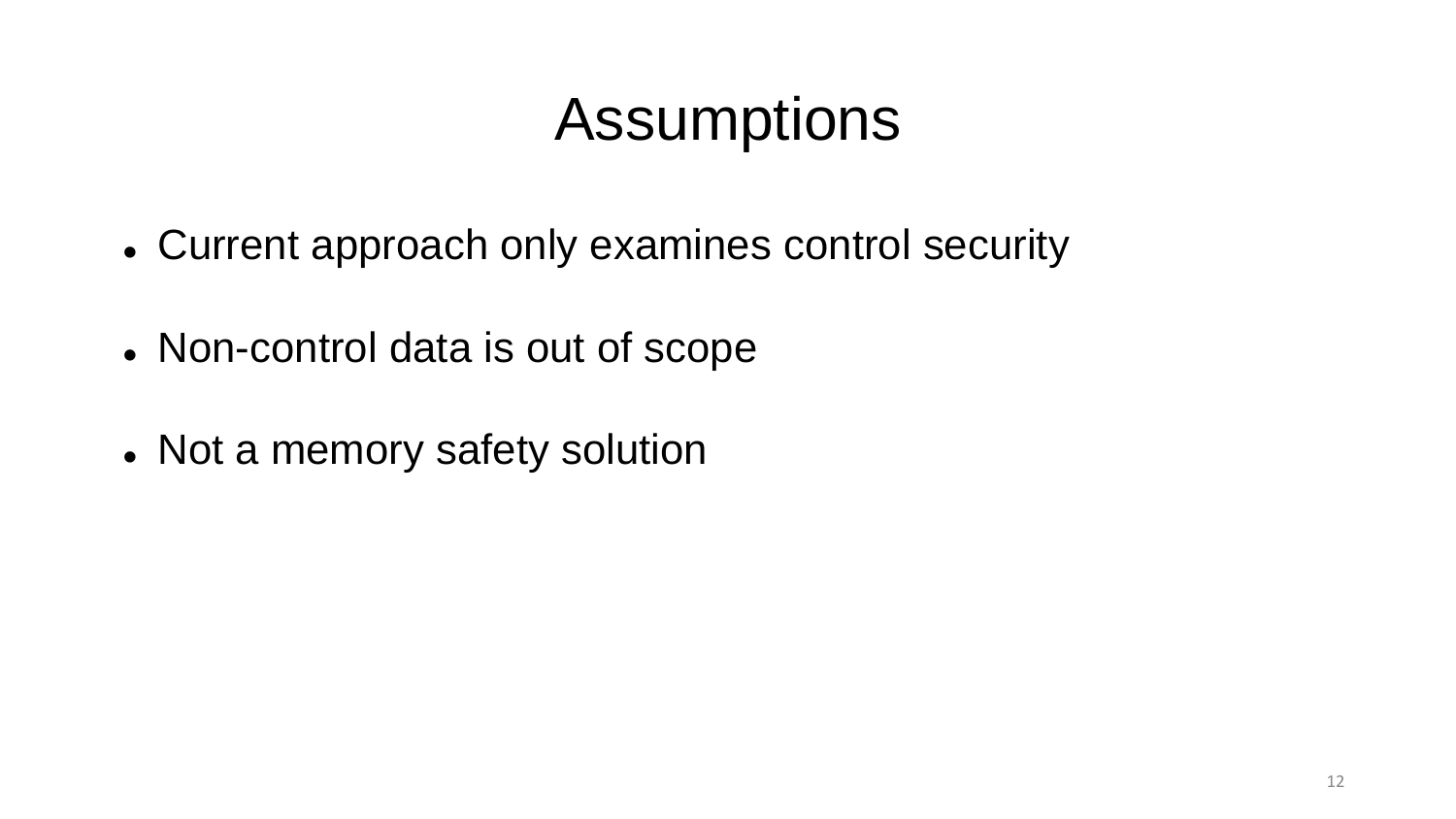# Assumptions

- Current approach only examines control security
- Non-control data is out of scope
- Not a memory safety solution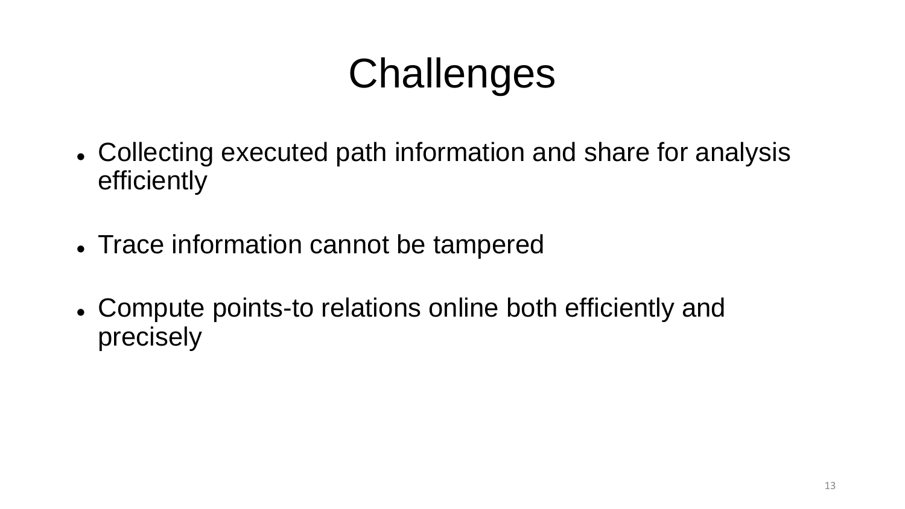# Challenges

- Collecting executed path information and share for analysis efficiently
- Trace information cannot be tampered
- Compute points-to relations online both efficiently and precisely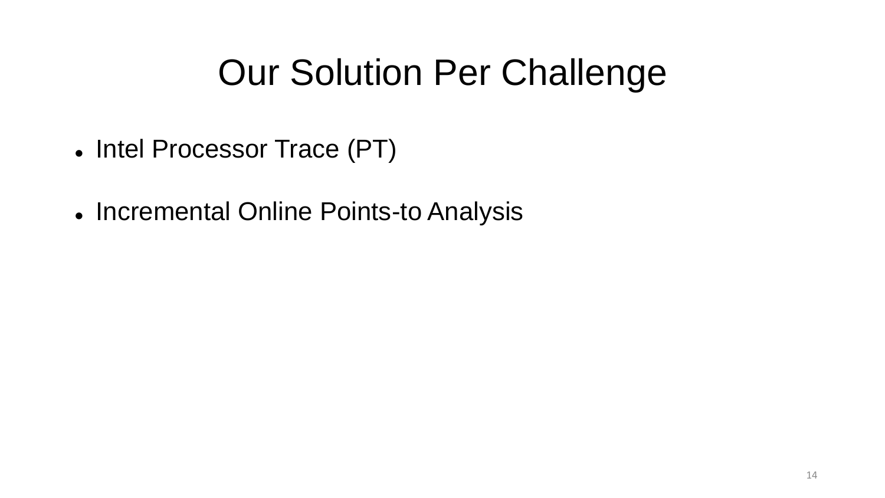# Our Solution Per Challenge

- Intel Processor Trace (PT)
- Incremental Online Points-to Analysis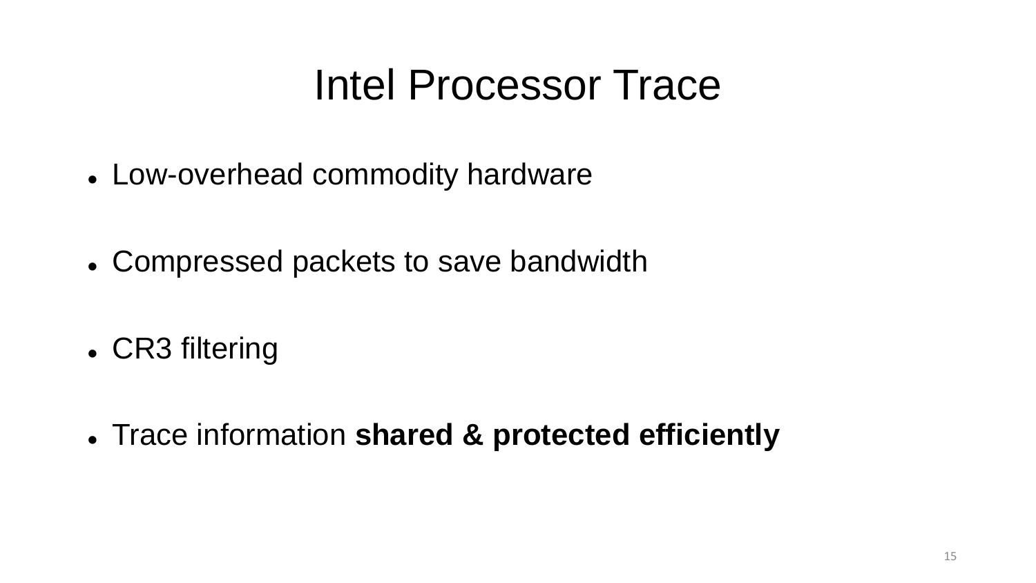# Intel Processor Trace

- Low-overhead commodity hardware
- Compressed packets to save bandwidth
- CR3 filtering
- Trace information **shared & protected efficiently**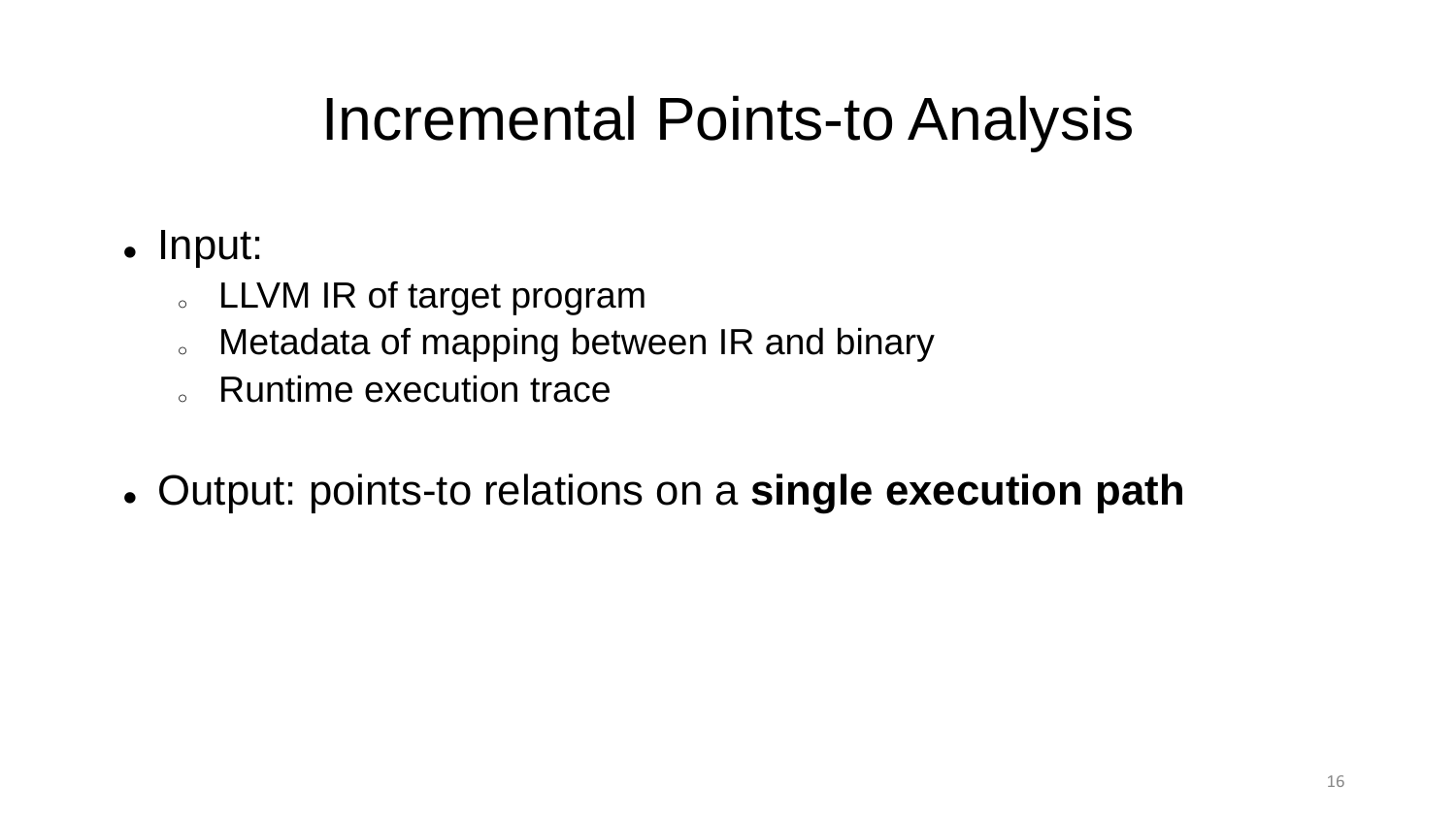# Incremental Points-to Analysis

- Input:
  - LLVM IR of target program
  - Metadata of mapping between IR and binary
  - Runtime execution trace
- Output: points-to relations on a **single execution path**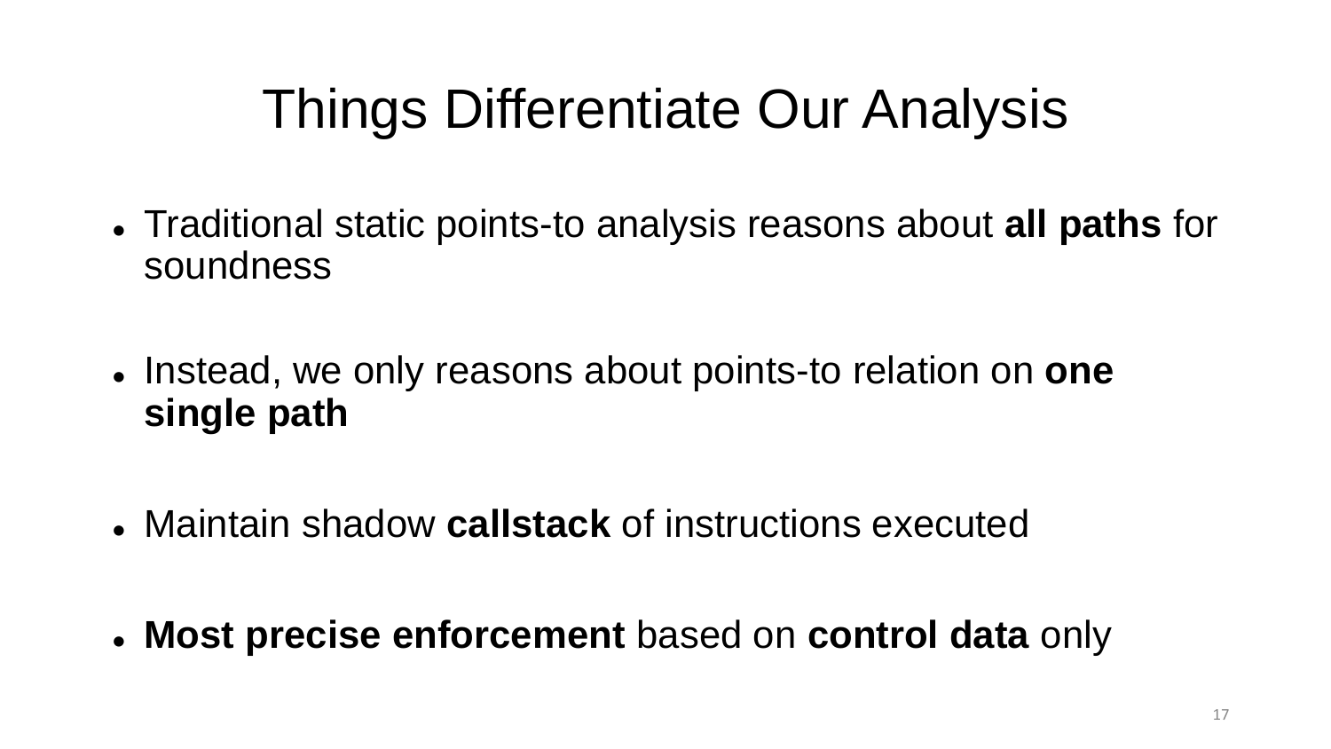# Things Differentiate Our Analysis

- Traditional static points-to analysis reasons about **all paths** for soundness
- Instead, we only reasons about points-to relation on **one single path**
- Maintain shadow **callstack** of instructions executed
- **Most precise enforcement** based on **control data** only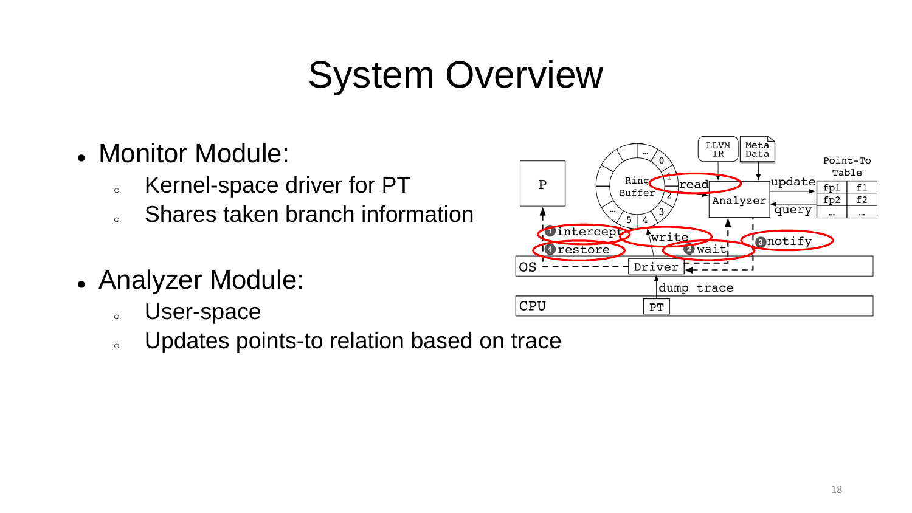# System Overview

- Monitor Module:
  - Kernel-space driver for PT
  - Shares taken branch information
- Analyzer Module:
  - User-space
  - Updates points-to relation based on trace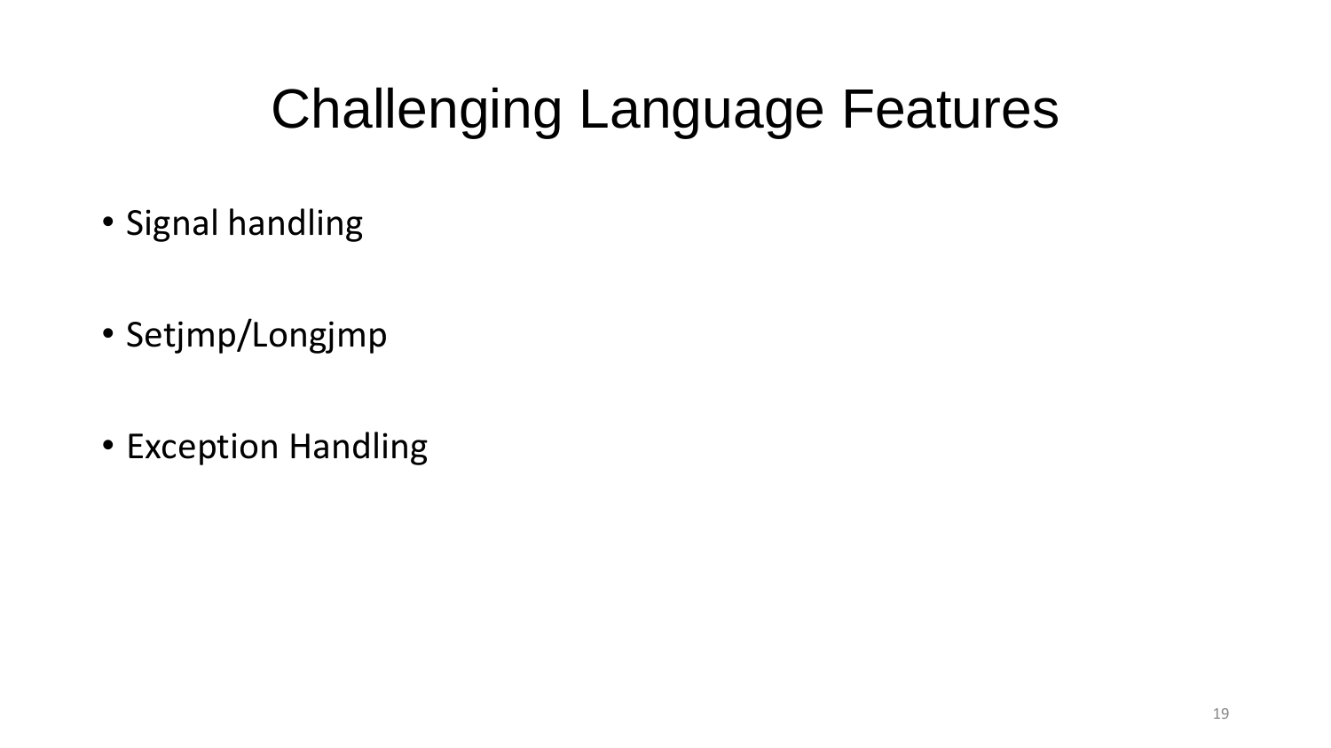# Challenging Language Features

- Signal handling
- Setjmp/Longjmp
- Exception Handling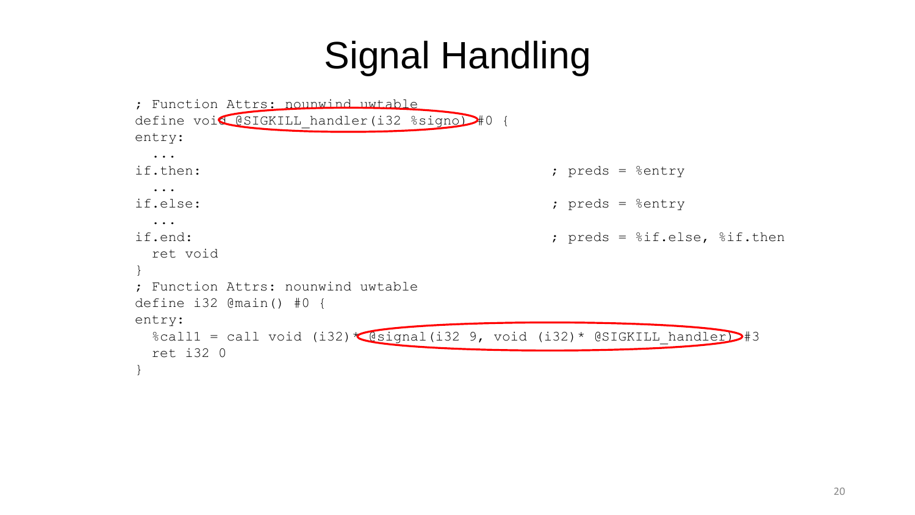# Signal Handling

```
; Function Attrs: nounwind uwtable
define void @SIGKILL_handler(i32 %signo) #0 {
entry:
  ...
if.then:                                          ; preds = %entry
  ...
if.else:                                          ; preds = %entry
  ...
if.end:                                           ; preds = %if.else, %if.then
  ret void
}
; Function Attrs: nounwind uwtable
define i32 @main() #0 {
entry:
  %call1 = call void (i32)* @signal(i32 9, void (i32)* @SIGKILL_handler) #3
  ret i32 0
}
```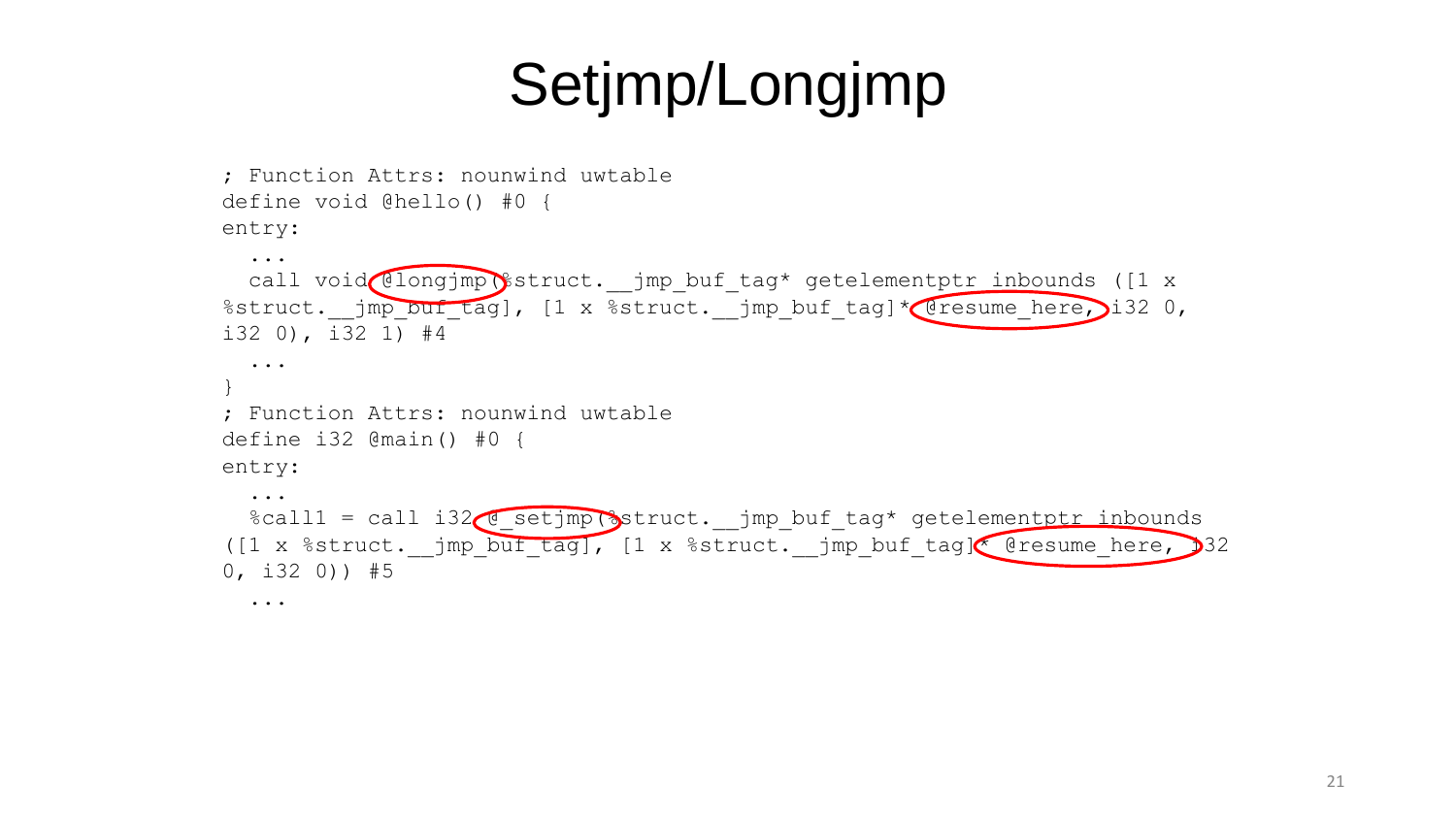# Setjmp/Longjmp

```
; Function Attrs: nounwind uwtable
define void @hello() #0 {
entry:
  ...
  call void @longjmp(%struct.__jmp_buf_tag* getelementptr inbounds ([1 x
%struct.__jmp_buf_tag], [1 x %struct.__jmp_buf_tag]* @resume_here, i32 0,
i32 0), i32 1) #4
  ...
}
; Function Attrs: nounwind uwtable
define i32 @main() #0 {
entry:
  ...
  %call1 = call i32 @_setjmp(%struct.__jmp_buf_tag* getelementptr inbounds
([1 x %struct.__jmp_buf_tag], [1 x %struct.__jmp_buf_tag]* @resume_here, i32
0, i32 0)) #5
  ...
```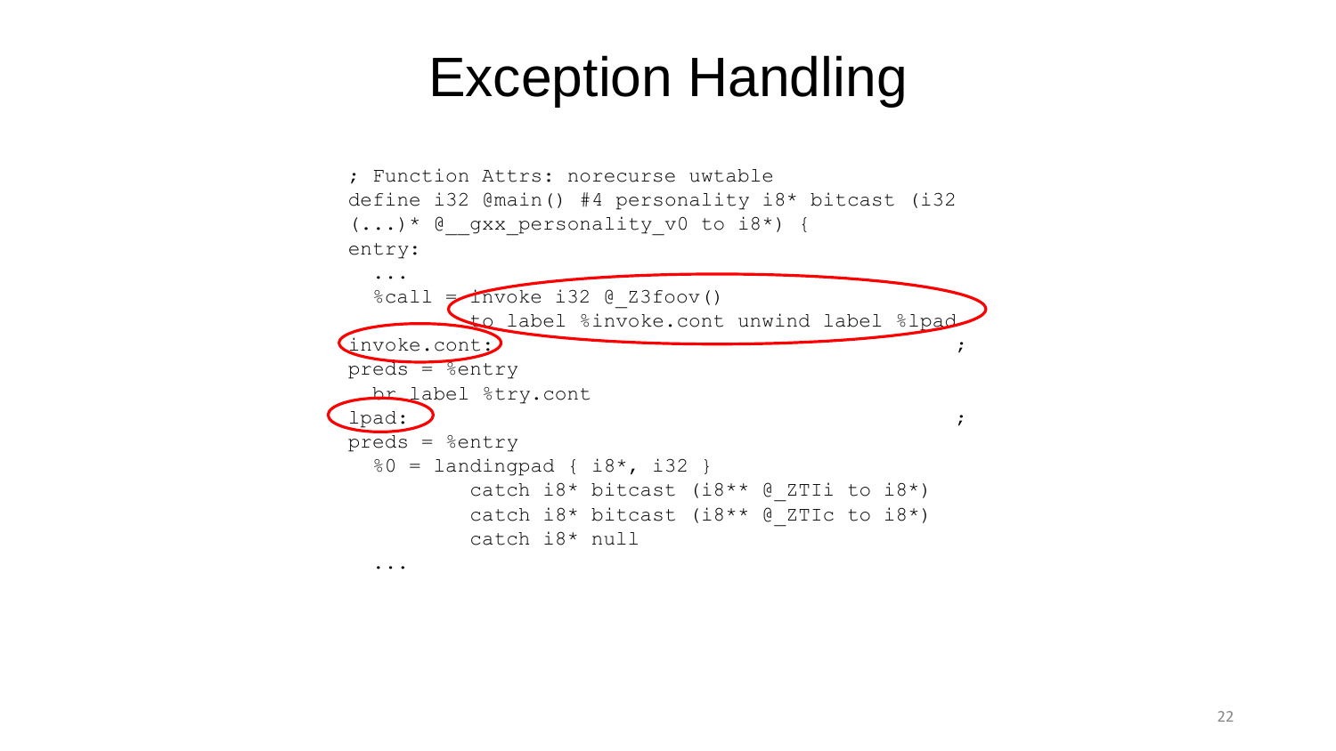# Exception Handling

```
; Function Attrs: norecurse uwtable
define i32 @main() #4 personality i8* bitcast (i32
(...)* @__gxx_personality_v0 to i8*) {
entry:
  ...
  %call = invoke i32 @_Z3foov()
          to label %invoke.cont unwind label %lpad
invoke.cont:                                      ;
preds = %entry
  br label %try.cont
lpad:                                             ;
preds = %entry
  %0 = landingpad { i8*, i32 }
          catch i8* bitcast (i8** @_ZTIi to i8*)
          catch i8* bitcast (i8** @_ZTIc to i8*)
          catch i8* null
  ...
```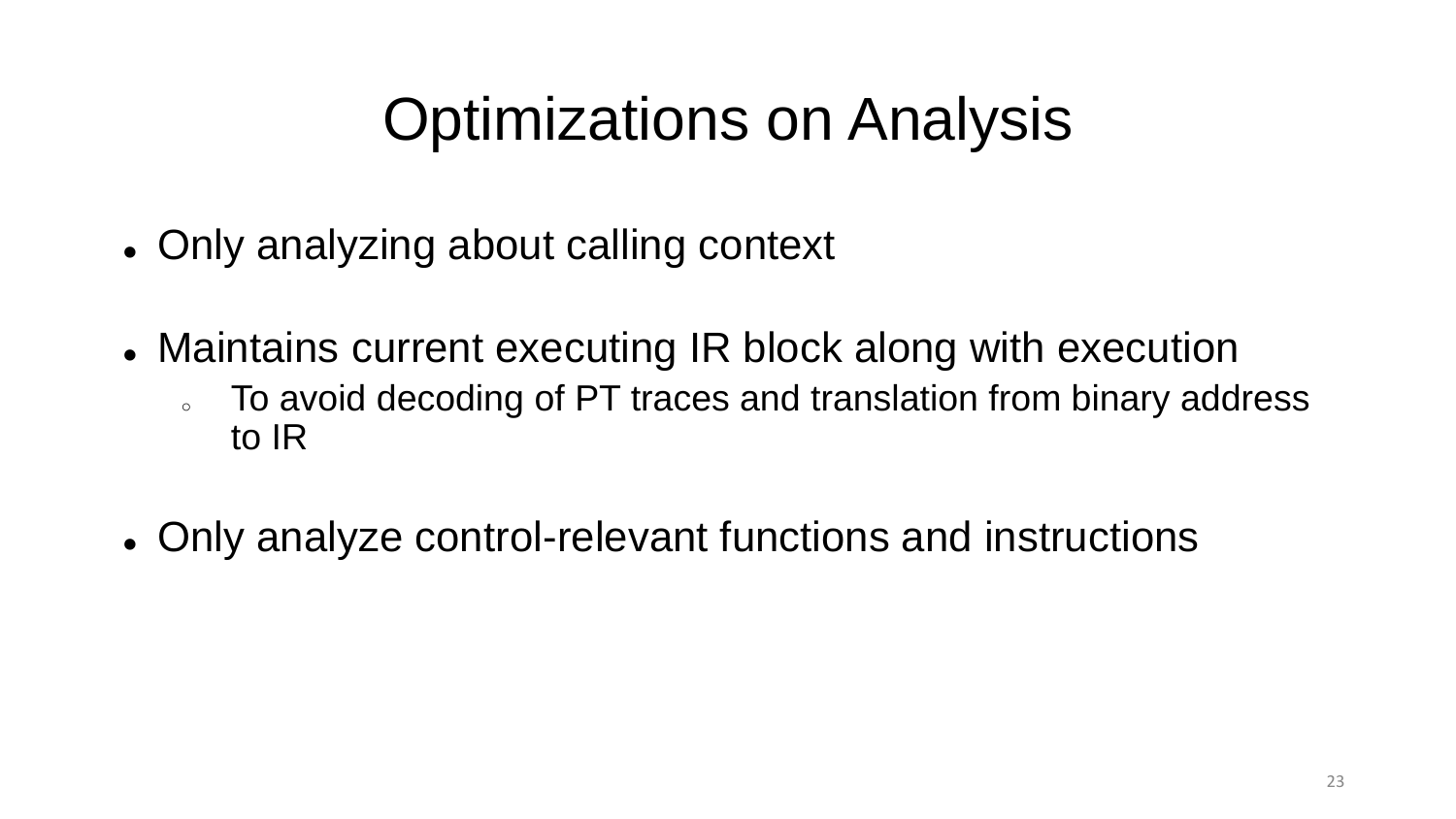# Optimizations on Analysis

- Only analyzing about calling context

- Maintains current executing IR block along with execution
  - To avoid decoding of PT traces and translation from binary address to IR

- Only analyze control-relevant functions and instructions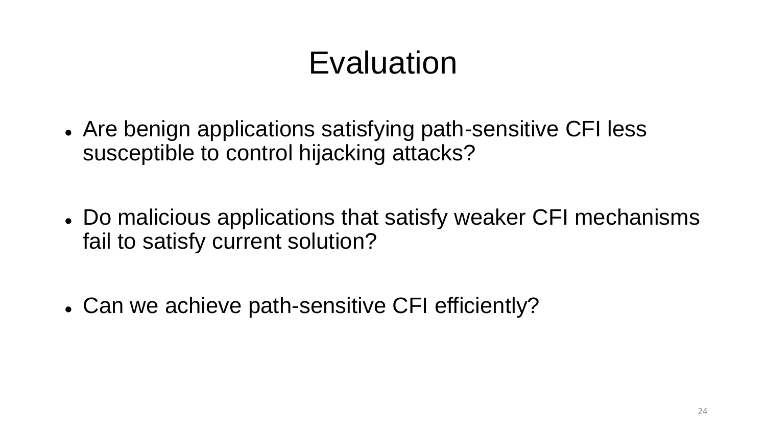# Evaluation

- Are benign applications satisfying path-sensitive CFI less susceptible to control hijacking attacks?

- Do malicious applications that satisfy weaker CFI mechanisms fail to satisfy current solution?

- Can we achieve path-sensitive CFI efficiently?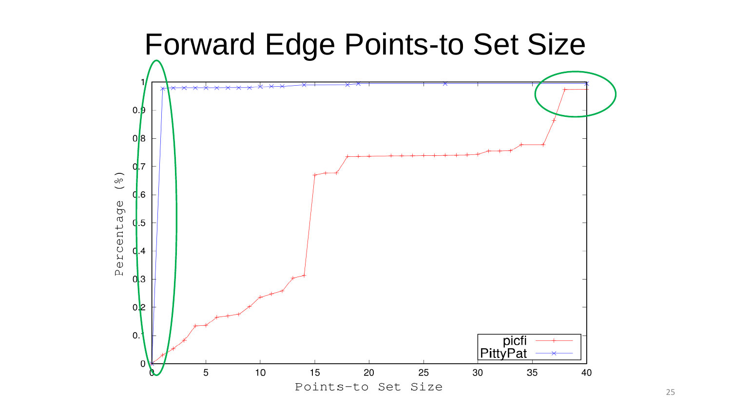# Forward Edge Points-to Set Size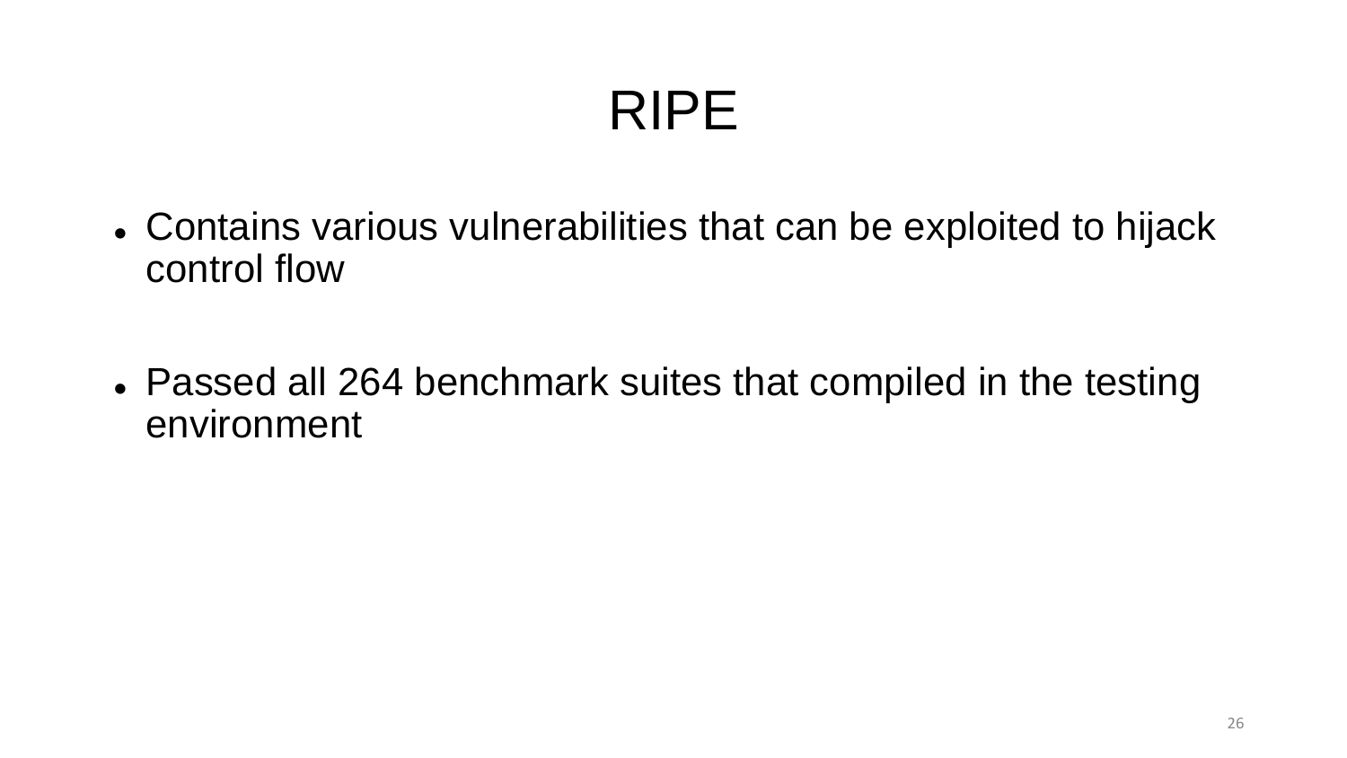# RIPE

- Contains various vulnerabilities that can be exploited to hijack control flow

- Passed all 264 benchmark suites that compiled in the testing environment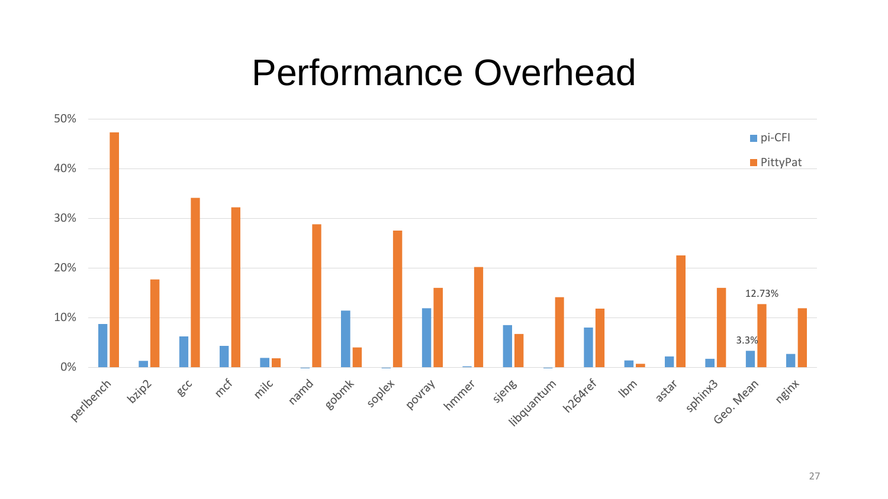# Performance Overhead

50%
40%
30%
20%
10%
0%

pi-CFI
PittyPat

12.73%
3.3%

perlbench bzip2 gcc mcf milc namd gobmk soplex povray hmmer sjeng libquantum h264ref lbm astar sphinx3 Geo. Mean nginx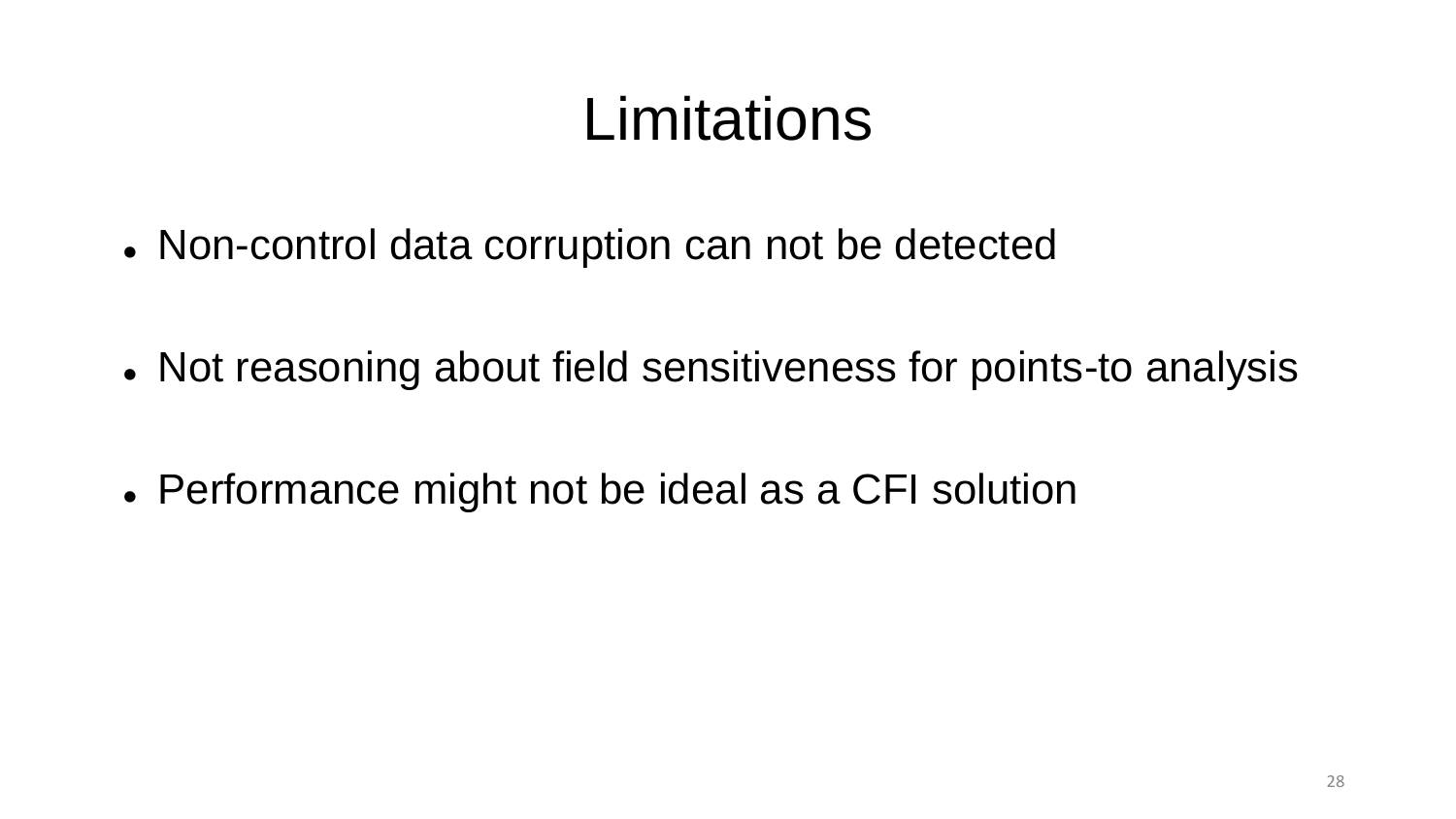# Limitations

- Non-control data corruption can not be detected
- Not reasoning about field sensitiveness for points-to analysis
- Performance might not be ideal as a CFI solution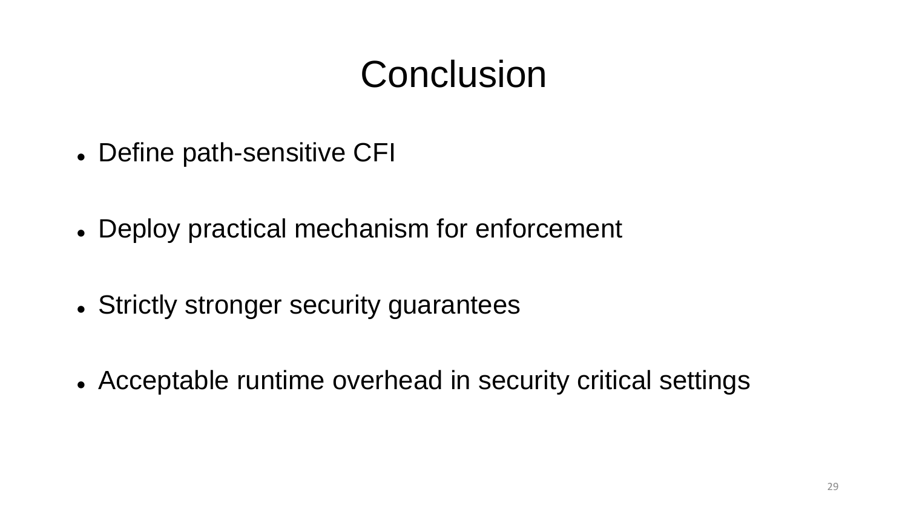# Conclusion

- Define path-sensitive CFI
- Deploy practical mechanism for enforcement
- Strictly stronger security guarantees
- Acceptable runtime overhead in security critical settings